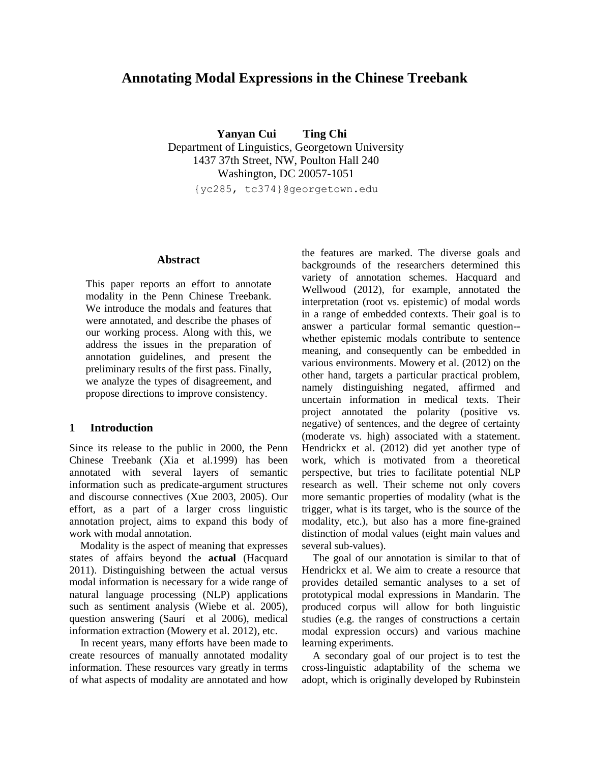# Annotating Modal Expressions in the Chinese Treebank

**Yanyan Cui  Ting Chi**

Department of Linguistics, Georgetown University
1437 37th Street, NW, Poulton Hall 240
Washington, DC 20057-1051

{yc285, tc374}@georgetown.edu

## Abstract

This paper reports an effort to annotate modality in the Penn Chinese Treebank. We introduce the modals and features that were annotated, and describe the phases of our working process. Along with this, we address the issues in the preparation of annotation guidelines, and present the preliminary results of the first pass. Finally, we analyze the types of disagreement, and propose directions to improve consistency.

## 1 Introduction

Since its release to the public in 2000, the Penn Chinese Treebank (Xia et al.1999) has been annotated with several layers of semantic information such as predicate-argument structures and discourse connectives (Xue 2003, 2005). Our effort, as a part of a larger cross linguistic annotation project, aims to expand this body of work with modal annotation.

Modality is the aspect of meaning that expresses states of affairs beyond the **actual** (Hacquard 2011). Distinguishing between the actual versus modal information is necessary for a wide range of natural language processing (NLP) applications such as sentiment analysis (Wiebe et al. 2005), question answering (Saurí et al 2006), medical information extraction (Mowery et al. 2012), etc.

In recent years, many efforts have been made to create resources of manually annotated modality information. These resources vary greatly in terms of what aspects of modality are annotated and how the features are marked. The diverse goals and backgrounds of the researchers determined this variety of annotation schemes. Hacquard and Wellwood (2012), for example, annotated the interpretation (root vs. epistemic) of modal words in a range of embedded contexts. Their goal is to answer a particular formal semantic question--whether epistemic modals contribute to sentence meaning, and consequently can be embedded in various environments. Mowery et al. (2012) on the other hand, targets a particular practical problem, namely distinguishing negated, affirmed and uncertain information in medical texts. Their project annotated the polarity (positive vs. negative) of sentences, and the degree of certainty (moderate vs. high) associated with a statement. Hendrickx et al. (2012) did yet another type of work, which is motivated from a theoretical perspective, but tries to facilitate potential NLP research as well. Their scheme not only covers more semantic properties of modality (what is the trigger, what is its target, who is the source of the modality, etc.), but also has a more fine-grained distinction of modal values (eight main values and several sub-values).

The goal of our annotation is similar to that of Hendrickx et al. We aim to create a resource that provides detailed semantic analyses to a set of prototypical modal expressions in Mandarin. The produced corpus will allow for both linguistic studies (e.g. the ranges of constructions a certain modal expression occurs) and various machine learning experiments.

A secondary goal of our project is to test the cross-linguistic adaptability of the schema we adopt, which is originally developed by Rubinstein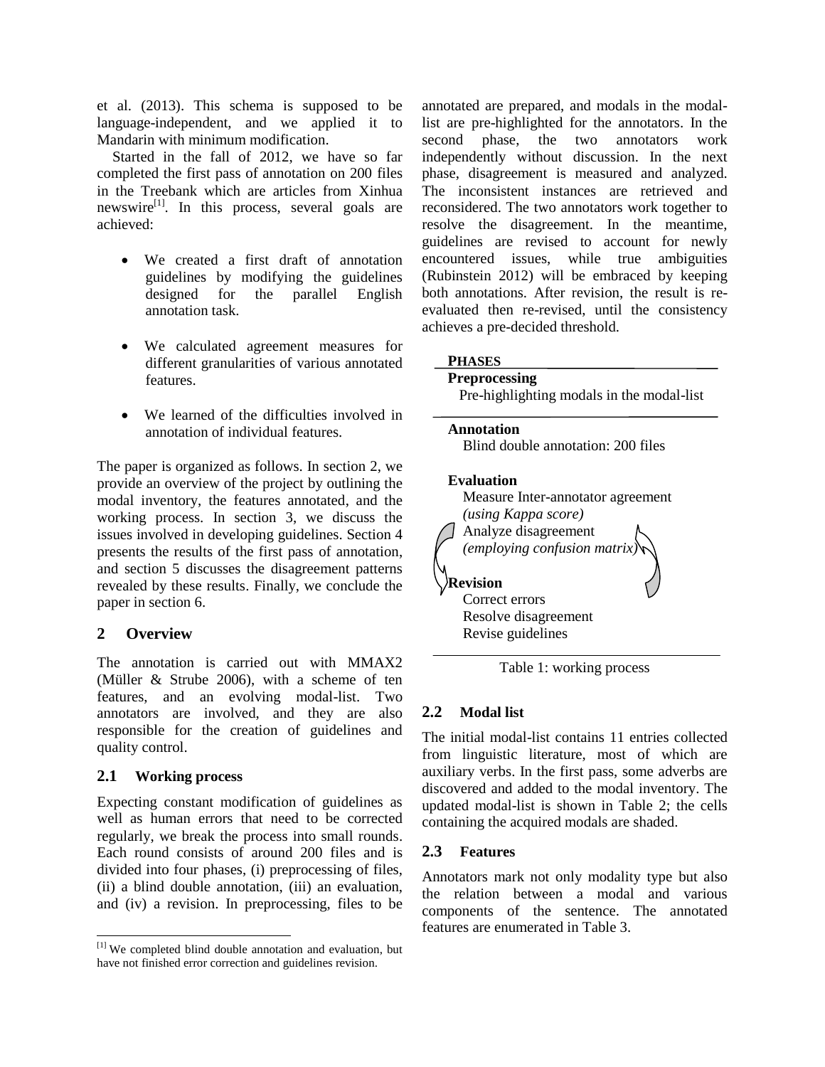et al. (2013). This schema is supposed to be language-independent, and we applied it to Mandarin with minimum modification.

Started in the fall of 2012, we have so far completed the first pass of annotation on 200 files in the Treebank which are articles from Xinhua newswire[1]. In this process, several goals are achieved:

- We created a first draft of annotation guidelines by modifying the guidelines designed for the parallel English annotation task.
- We calculated agreement measures for different granularities of various annotated features.
- We learned of the difficulties involved in annotation of individual features.

The paper is organized as follows. In section 2, we provide an overview of the project by outlining the modal inventory, the features annotated, and the working process. In section 3, we discuss the issues involved in developing guidelines. Section 4 presents the results of the first pass of annotation, and section 5 discusses the disagreement patterns revealed by these results. Finally, we conclude the paper in section 6.

## 2 Overview

The annotation is carried out with MMAX2 (Müller & Strube 2006), with a scheme of ten features, and an evolving modal-list. Two annotators are involved, and they are also responsible for the creation of guidelines and quality control.

### 2.1 Working process

Expecting constant modification of guidelines as well as human errors that need to be corrected regularly, we break the process into small rounds. Each round consists of around 200 files and is divided into four phases, (i) preprocessing of files, (ii) a blind double annotation, (iii) an evaluation, and (iv) a revision. In preprocessing, files to be annotated are prepared, and modals in the modal-list are pre-highlighted for the annotators. In the second phase, the two annotators work independently without discussion. In the next phase, disagreement is measured and analyzed. The inconsistent instances are retrieved and reconsidered. The two annotators work together to resolve the disagreement. In the meantime, guidelines are revised to account for newly encountered issues, while true ambiguities (Rubinstein 2012) will be embraced by keeping both annotations. After revision, the result is re-evaluated then re-revised, until the consistency achieves a pre-decided threshold.

| PHASES |
|---|
| **Preprocessing**<br>Pre-highlighting modals in the modal-list |
| **Annotation**<br>Blind double annotation: 200 files<br><br>**Evaluation**<br>Measure Inter-annotator agreement *(using Kappa score)*<br>Analyze disagreement *(employing confusion matrix)*<br><br>**Revision**<br>Correct errors<br>Resolve disagreement<br>Revise guidelines |

Table 1: working process

### 2.2 Modal list

The initial modal-list contains 11 entries collected from linguistic literature, most of which are auxiliary verbs. In the first pass, some adverbs are discovered and added to the modal inventory. The updated modal-list is shown in Table 2; the cells containing the acquired modals are shaded.

### 2.3 Features

Annotators mark not only modality type but also the relation between a modal and various components of the sentence. The annotated features are enumerated in Table 3.

[1] We completed blind double annotation and evaluation, but have not finished error correction and guidelines revision.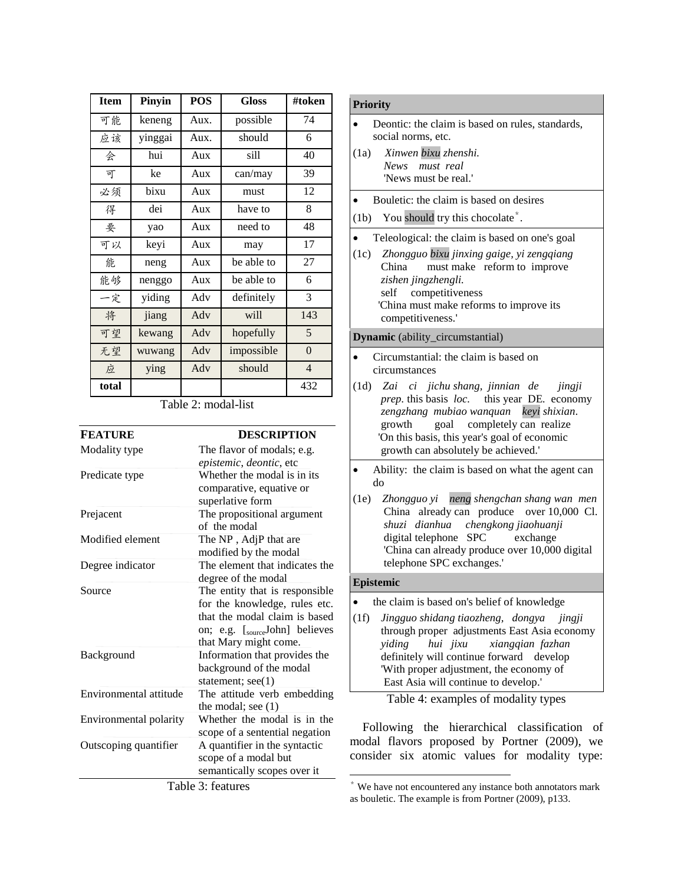| Item | Pinyin | POS | Gloss | #token |
|---|---|---|---|---|
| 可能 | keneng | Aux. | possible | 74 |
| 应该 | yinggai | Aux. | should | 6 |
| 会 | hui | Aux | sill | 40 |
| 可 | ke | Aux | can/may | 39 |
| 必须 | bixu | Aux | must | 12 |
| 得 | dei | Aux | have to | 8 |
| 要 | yao | Aux | need to | 48 |
| 可以 | keyi | Aux | may | 17 |
| 能 | neng | Aux | be able to | 27 |
| 能够 | nenggo | Aux | be able to | 6 |
| 一定 | yiding | Adv | definitely | 3 |
| 将 | jiang | Adv | will | 143 |
| 可望 | kewang | Adv | hopefully | 5 |
| 无望 | wuwang | Adv | impossible | 0 |
| 应 | ying | Adv | should | 4 |
| total | | | | 432 |

Table 2: modal-list

| FEATURE | DESCRIPTION |
|---|---|
| Modality type | The flavor of modals; e.g. *epistemic*, *deontic*, etc |
| Predicate type | Whether the modal is in its comparative, equative or superlative form |
| Prejacent | The propositional argument of the modal |
| Modified element | The NP , AdjP that are modified by the modal |
| Degree indicator | The element that indicates the degree of the modal |
| Source | The entity that is responsible for the knowledge, rules etc. that the modal claim is based on; e.g. [$_{source}$John] believes that Mary might come. |
| Background | Information that provides the background of the modal statement; see(1) |
| Environmental attitude | The attitude verb embedding the modal; see (1) |
| Environmental polarity | Whether the modal is in the scope of a sentential negation |
| Outscoping quantifier | A quantifier in the syntactic scope of a modal but semantically scopes over it |

Table 3: features

**Priority**

- Deontic: the claim is based on rules, standards, social norms, etc.

(1a) *Xinwen bixu zhenshi.*
*News must real*
'News must be real.'

- Bouletic: the claim is based on desires

(1b) You should try this chocolate[*].

- Teleological: the claim is based on one's goal

(1c) *Zhongguo bixu jinxing gaige, yi zengqiang zishen jingzhengli.*
China must make reform to improve self competitiveness
'China must make reforms to improve its competitiveness.'

**Dynamic** (ability_circumstantial)

- Circumstantial: the claim is based on circumstances

(1d) *Zai ci jichu shang, jinnian de jingji zengzhang mubiao wanquan keyi shixian.*
*prep*. this basis *loc*. this year DE. economy growth goal completely can realize
'On this basis, this year's goal of economic growth can absolutely be achieved.'

- Ability: the claim is based on what the agent can do

(1e) *Zhongguo yi neng shengchan shang wan men shuzi dianhua chengkong jiaohuanji*
China already can produce over 10,000 Cl. digital telephone SPC exchange
'China can already produce over 10,000 digital telephone SPC exchanges.'

**Epistemic**

- the claim is based on's belief of knowledge

(1f) *Jingguo shidang tiaozheng, dongya jingji yiding hui jixu xiangqian fazhan*
through proper adjustments East Asia economy definitely will continue forward develop
'With proper adjustment, the economy of East Asia will continue to develop.'

Table 4: examples of modality types

Following the hierarchical classification of modal flavors proposed by Portner (2009), we consider six atomic values for modality type:

[*] We have not encountered any instance both annotators mark as bouletic. The example is from Portner (2009), p133.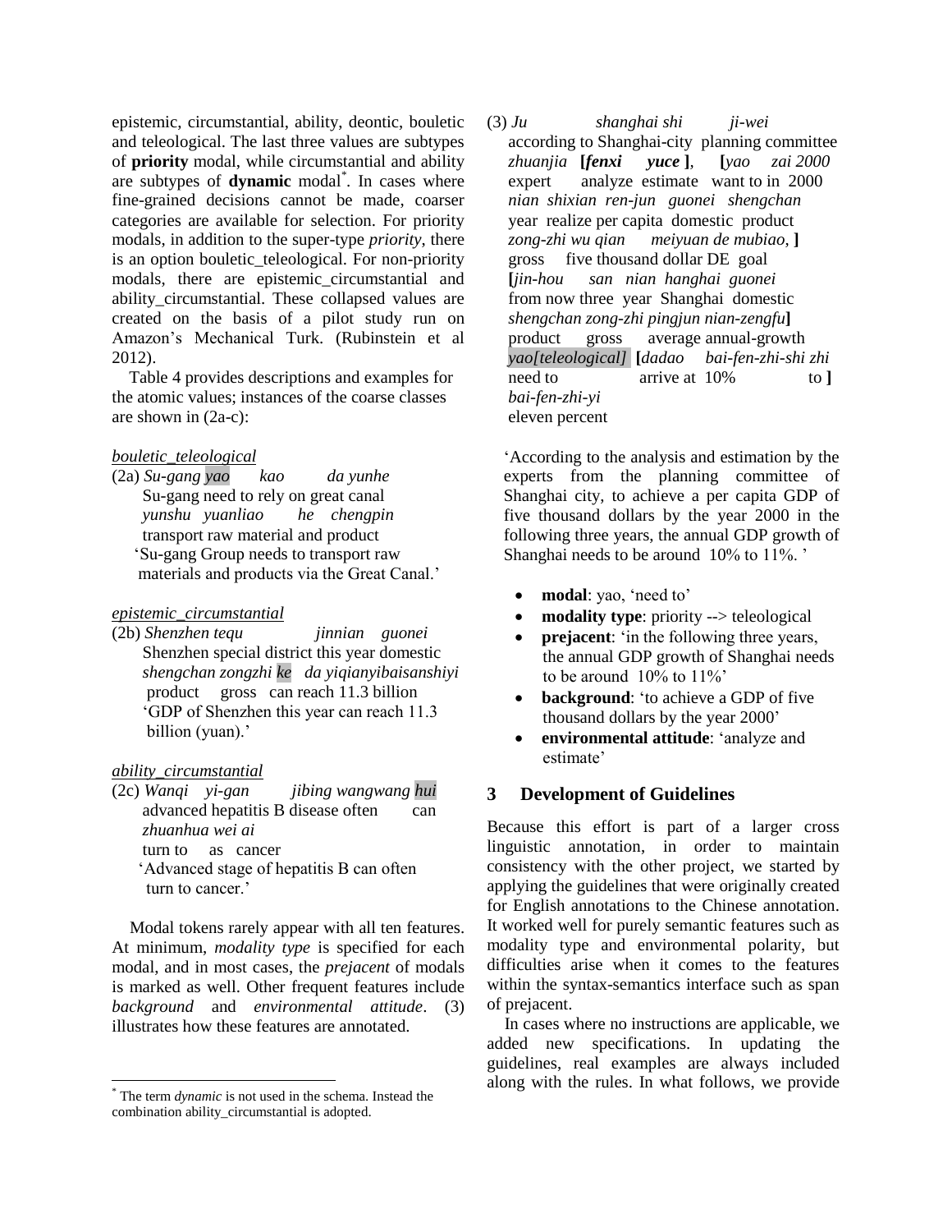epistemic, circumstantial, ability, deontic, bouletic and teleological. The last three values are subtypes of **priority** modal, while circumstantial and ability are subtypes of **dynamic** modal[*]. In cases where fine-grained decisions cannot be made, coarser categories are available for selection. For priority modals, in addition to the super-type *priority*, there is an option bouletic_teleological. For non-priority modals, there are epistemic_circumstantial and ability_circumstantial. These collapsed values are created on the basis of a pilot study run on Amazon's Mechanical Turk. (Rubinstein et al 2012).

Table 4 provides descriptions and examples for the atomic values; instances of the coarse classes are shown in (2a-c):

*bouletic_teleological*

(2a) *Su-gang yao kao da yunhe*
Su-gang need to rely on great canal
*yunshu yuanliao he chengpin*
transport raw material and product
'Su-gang Group needs to transport raw materials and products via the Great Canal.'

*epistemic_circumstantial*

(2b) *Shenzhen tequ jinnian guonei*
Shenzhen special district this year domestic
*shengchan zongzhi ke da yiqianyibaisanshiyi*
product gross can reach 11.3 billion
'GDP of Shenzhen this year can reach 11.3 billion (yuan).'

*ability_circumstantial*

(2c) *Wanqi yi-gan jibing wangwang hui*
advanced hepatitis B disease often can
*zhuanhua wei ai*
turn to as cancer
'Advanced stage of hepatitis B can often turn to cancer.'

Modal tokens rarely appear with all ten features. At minimum, *modality type* is specified for each modal, and in most cases, the *prejacent* of modals is marked as well. Other frequent features include *background* and *environmental attitude*. (3) illustrates how these features are annotated.

(3) *Ju shanghai shi ji-wei*
according to Shanghai-city planning committee
*zhuanjia* **[***fenxi yuce* **]**, **[***yao zai 2000*
expert analyze estimate want to in 2000
*nian shixian ren-jun guonei shengchan*
year realize per capita domestic product
*zong-zhi wu qian meiyuan de mubiao*, **]**
gross five thousand dollar DE goal
**[***jin-hou san nian hanghai guonei*
from now three year Shanghai domestic
*shengchan zong-zhi pingjun nian-zengfu***]**
product gross average annual-growth
*yao[teleological]* **[***dadao bai-fen-zhi-shi zhi*
need to arrive at 10% to **]**
*bai-fen-zhi-yi*
eleven percent

'According to the analysis and estimation by the experts from the planning committee of Shanghai city, to achieve a per capita GDP of five thousand dollars by the year 2000 in the following three years, the annual GDP growth of Shanghai needs to be around 10% to 11%. '

- **modal**: yao, 'need to'
- **modality type**: priority --> teleological
- **prejacent**: 'in the following three years, the annual GDP growth of Shanghai needs to be around 10% to 11%'
- **background**: 'to achieve a GDP of five thousand dollars by the year 2000'
- **environmental attitude**: 'analyze and estimate'

## 3 Development of Guidelines

Because this effort is part of a larger cross linguistic annotation, in order to maintain consistency with the other project, we started by applying the guidelines that were originally created for English annotations to the Chinese annotation. It worked well for purely semantic features such as modality type and environmental polarity, but difficulties arise when it comes to the features within the syntax-semantics interface such as span of prejacent.

In cases where no instructions are applicable, we added new specifications. In updating the guidelines, real examples are always included along with the rules. In what follows, we provide

[*] The term *dynamic* is not used in the schema. Instead the combination ability_circumstantial is adopted.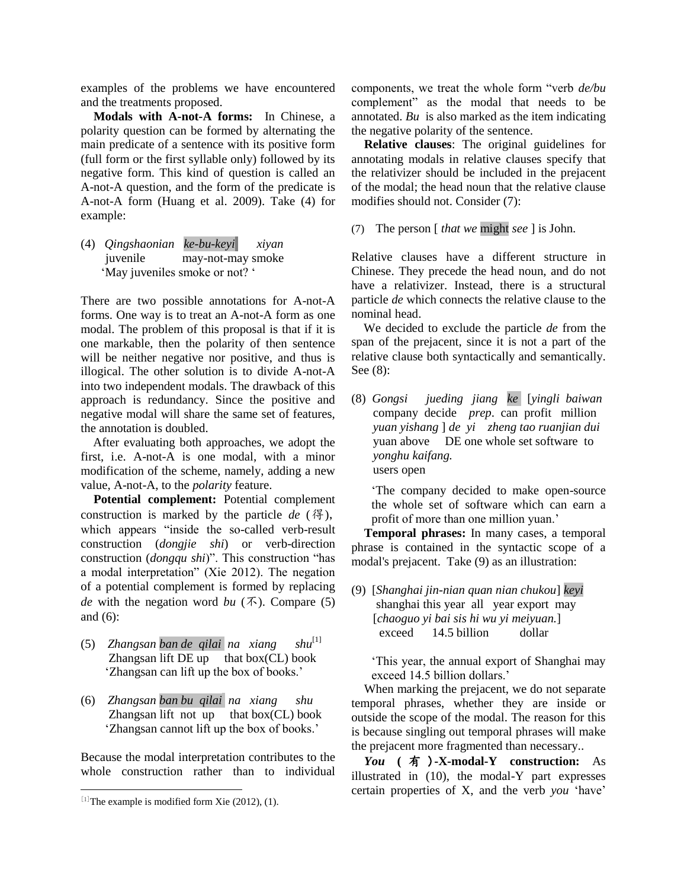examples of the problems we have encountered and the treatments proposed.

**Modals with A-not-A forms:** In Chinese, a polarity question can be formed by alternating the main predicate of a sentence with its positive form (full form or the first syllable only) followed by its negative form. This kind of question is called an A-not-A question, and the form of the predicate is A-not-A form (Huang et al. 2009). Take (4) for example:

(4) *Qingshaonian ke-bu-keyi xiyan*
    juvenile may-not-may smoke
    'May juveniles smoke or not? '

There are two possible annotations for A-not-A forms. One way is to treat an A-not-A form as one modal. The problem of this proposal is that if it is one markable, then the polarity of then sentence will be neither negative nor positive, and thus is illogical. The other solution is to divide A-not-A into two independent modals. The drawback of this approach is redundancy. Since the positive and negative modal will share the same set of features, the annotation is doubled.

After evaluating both approaches, we adopt the first, i.e. A-not-A is one modal, with a minor modification of the scheme, namely, adding a new value, A-not-A, to the *polarity* feature.

**Potential complement:** Potential complement construction is marked by the particle *de* (得), which appears "inside the so-called verb-result construction (*dongjie shi*) or verb-direction construction (*dongqu shi*)". This construction "has a modal interpretation" (Xie 2012). The negation of a potential complement is formed by replacing *de* with the negation word *bu* (不). Compare (5) and (6):

(5) *Zhangsan ban de qilai na xiang shu*[1]
    Zhangsan lift DE up that box(CL) book
    'Zhangsan can lift up the box of books.'

(6) *Zhangsan ban bu qilai na xiang shu*
    Zhangsan lift not up that box(CL) book
    'Zhangsan cannot lift up the box of books.'

Because the modal interpretation contributes to the whole construction rather than to individual components, we treat the whole form "verb *de/bu* complement" as the modal that needs to be annotated. *Bu* is also marked as the item indicating the negative polarity of the sentence.

**Relative clauses**: The original guidelines for annotating modals in relative clauses specify that the relativizer should be included in the prejacent of the modal; the head noun that the relative clause modifies should not. Consider (7):

(7) The person [ *that we* might *see* ] is John.

Relative clauses have a different structure in Chinese. They precede the head noun, and do not have a relativizer. Instead, there is a structural particle *de* which connects the relative clause to the nominal head.

We decided to exclude the particle *de* from the span of the prejacent, since it is not a part of the relative clause both syntactically and semantically. See (8):

(8) *Gongsi jueding jiang ke* [*yingli baiwan*
    company decide *prep*. can profit million
    *yuan yishang* ] *de yi zheng tao ruanjian dui*
    yuan above DE one whole set software to
    *yonghu kaifang.*
    users open

    'The company decided to make open-source the whole set of software which can earn a profit of more than one million yuan.'

**Temporal phrases:** In many cases, a temporal phrase is contained in the syntactic scope of a modal's prejacent. Take (9) as an illustration:

(9) [*Shanghai jin-nian quan nian chukou*] *keyi*
    shanghai this year all year export may
    [*chaoguo yi bai sis hi wu yi meiyuan.*]
    exceed 14.5 billion dollar

    'This year, the annual export of Shanghai may exceed 14.5 billion dollars.'

When marking the prejacent, we do not separate temporal phrases, whether they are inside or outside the scope of the modal. The reason for this is because singling out temporal phrases will make the prejacent more fragmented than necessary..

***You* (有)-X-modal-Y construction:** As illustrated in (10), the modal-Y part expresses certain properties of X, and the verb *you* 'have'

[1] The example is modified form Xie (2012), (1).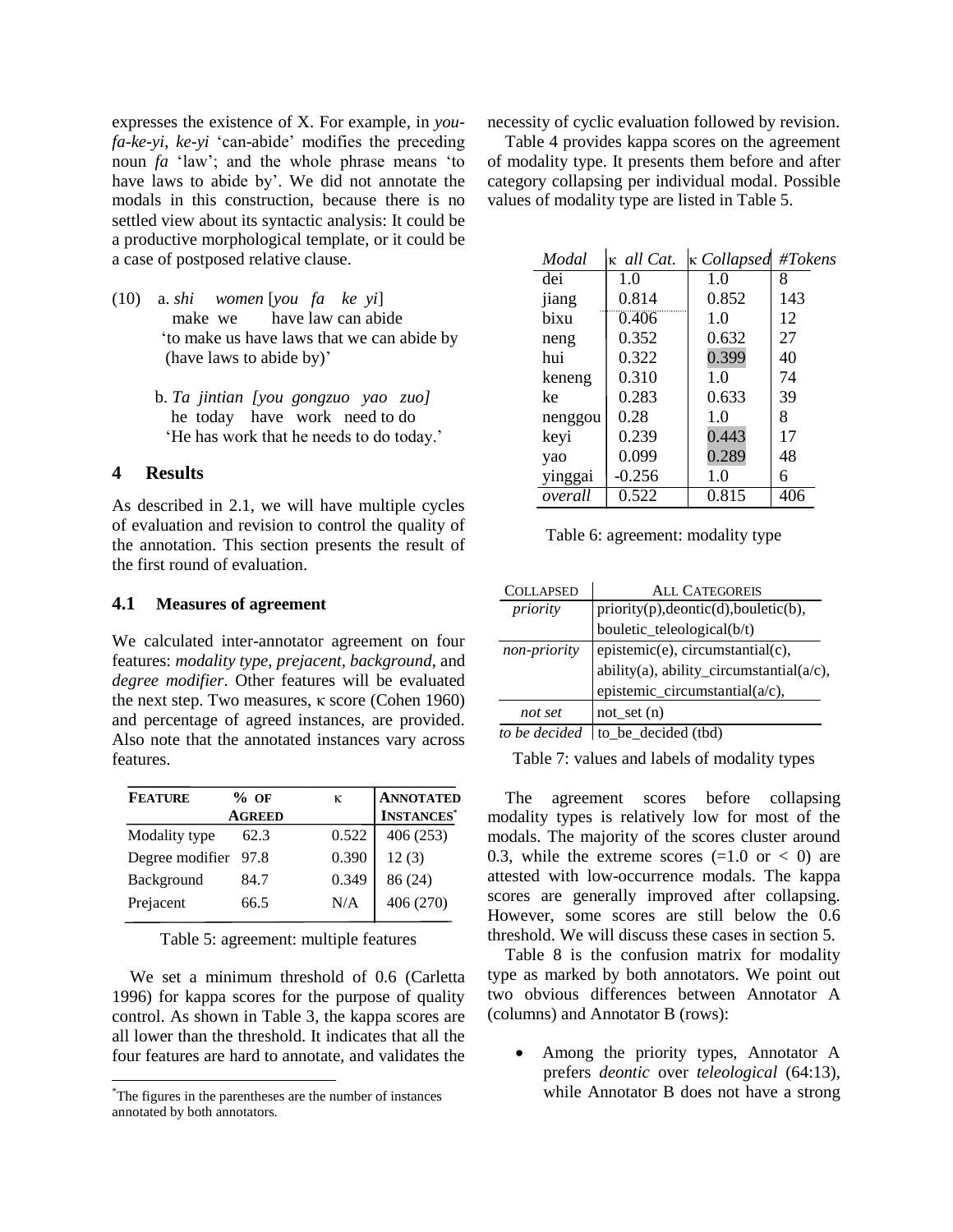expresses the existence of X. For example, in *you-fa-ke-yi*, *ke-yi* 'can-abide' modifies the preceding noun *fa* 'law'; and the whole phrase means 'to have laws to abide by'. We did not annotate the modals in this construction, because there is no settled view about its syntactic analysis: It could be a productive morphological template, or it could be a case of postposed relative clause.

(10) a. *shi women* [*you fa ke yi*]
make we have law can abide
'to make us have laws that we can abide by (have laws to abide by)'

b. *Ta jintian [you gongzuo yao zuo]*
he today have work need to do
'He has work that he needs to do today.'

## 4 Results

As described in 2.1, we will have multiple cycles of evaluation and revision to control the quality of the annotation. This section presents the result of the first round of evaluation.

### 4.1 Measures of agreement

We calculated inter-annotator agreement on four features: *modality type*, *prejacent*, *background*, and *degree modifier*. Other features will be evaluated the next step. Two measures, κ score (Cohen 1960) and percentage of agreed instances, are provided. Also note that the annotated instances vary across features.

| FEATURE | % OF AGREED | κ | ANNOTATED INSTANCES* |
|---|---|---|---|
| Modality type | 62.3 | 0.522 | 406 (253) |
| Degree modifier | 97.8 | 0.390 | 12 (3) |
| Background | 84.7 | 0.349 | 86 (24) |
| Prejacent | 66.5 | N/A | 406 (270) |

Table 5: agreement: multiple features

We set a minimum threshold of 0.6 (Carletta 1996) for kappa scores for the purpose of quality control. As shown in Table 3, the kappa scores are all lower than the threshold. It indicates that all the four features are hard to annotate, and validates the necessity of cyclic evaluation followed by revision.

Table 4 provides kappa scores on the agreement of modality type. It presents them before and after category collapsing per individual modal. Possible values of modality type are listed in Table 5.

| *Modal* | κ *all Cat.* | κ *Collapsed* | *#Tokens* |
|---|---|---|---|
| dei | 1.0 | 1.0 | 8 |
| jiang | 0.814 | 0.852 | 143 |
| bixu | 0.406 | 1.0 | 12 |
| neng | 0.352 | 0.632 | 27 |
| hui | 0.322 | 0.399 | 40 |
| keneng | 0.310 | 1.0 | 74 |
| ke | 0.283 | 0.633 | 39 |
| nenggou | 0.28 | 1.0 | 8 |
| keyi | 0.239 | 0.443 | 17 |
| yao | 0.099 | 0.289 | 48 |
| yinggai | -0.256 | 1.0 | 6 |
| *overall* | 0.522 | 0.815 | 406 |

Table 6: agreement: modality type

| COLLAPSED | ALL CATEGOREIS |
|---|---|
| *priority* | priority(p),deontic(d),bouletic(b), bouletic_teleological(b/t) |
| *non-priority* | epistemic(e), circumstantial(c), ability(a), ability_circumstantial(a/c), epistemic_circumstantial(a/c), |
| *not set* | not_set (n) |
| *to be decided* | to_be_decided (tbd) |

Table 7: values and labels of modality types

The agreement scores before collapsing modality types is relatively low for most of the modals. The majority of the scores cluster around 0.3, while the extreme scores (=1.0 or < 0) are attested with low-occurrence modals. The kappa scores are generally improved after collapsing. However, some scores are still below the 0.6 threshold. We will discuss these cases in section 5.

Table 8 is the confusion matrix for modality type as marked by both annotators. We point out two obvious differences between Annotator A (columns) and Annotator B (rows):

- Among the priority types, Annotator A prefers *deontic* over *teleological* (64:13), while Annotator B does not have a strong

*The figures in the parentheses are the number of instances annotated by both annotators.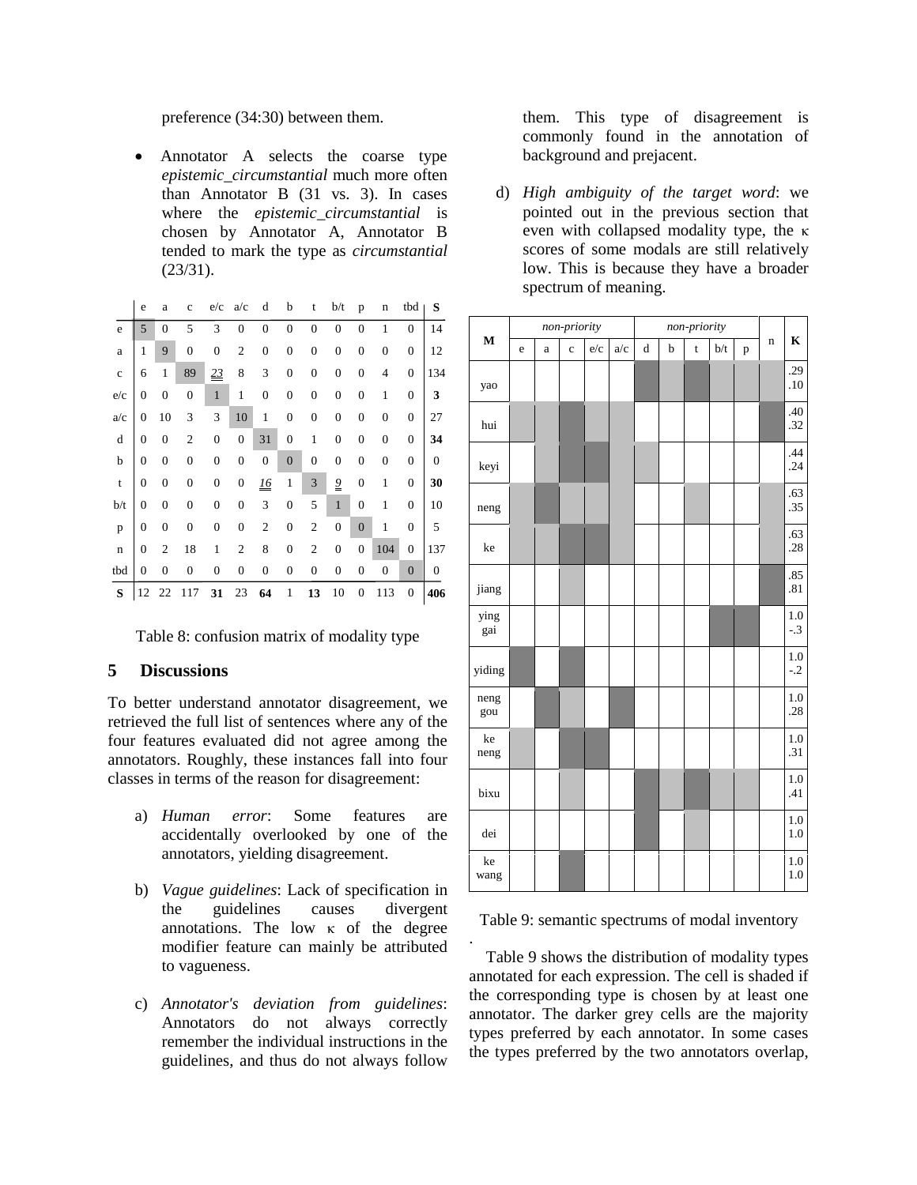preference (34:30) between them.

- Annotator A selects the coarse type *epistemic_circumstantial* much more often than Annotator B (31 vs. 3). In cases where the *epistemic_circumstantial* is chosen by Annotator A, Annotator B tended to mark the type as *circumstantial* (23/31).

| | e | a | c | e/c | a/c | d | b | t | b/t | p | n | tbd | S |
|---|---|---|---|---|---|---|---|---|---|---|---|---|---|
| e | 5 | 0 | 5 | 3 | 0 | 0 | 0 | 0 | 0 | 0 | 1 | 0 | 14 |
| a | 1 | 9 | 0 | 0 | 2 | 0 | 0 | 0 | 0 | 0 | 0 | 0 | 12 |
| c | 6 | 1 | 89 | *23* | 8 | 3 | 0 | 0 | 0 | 0 | 4 | 0 | 134 |
| e/c | 0 | 0 | 0 | 1 | 1 | 0 | 0 | 0 | 0 | 0 | 1 | 0 | **3** |
| a/c | 0 | 10 | 3 | 3 | 10 | 1 | 0 | 0 | 0 | 0 | 0 | 0 | 27 |
| d | 0 | 0 | 2 | 0 | 0 | 31 | 0 | 1 | 0 | 0 | 0 | 0 | **34** |
| b | 0 | 0 | 0 | 0 | 0 | 0 | 0 | 0 | 0 | 0 | 0 | 0 | 0 |
| t | 0 | 0 | 0 | 0 | 0 | *16* | 1 | 3 | *9* | 0 | 1 | 0 | **30** |
| b/t | 0 | 0 | 0 | 0 | 0 | 3 | 0 | 5 | 1 | 0 | 1 | 0 | 10 |
| p | 0 | 0 | 0 | 0 | 0 | 2 | 0 | 2 | 0 | 0 | 1 | 0 | 5 |
| n | 0 | 2 | 18 | 1 | 2 | 8 | 0 | 2 | 0 | 0 | 104 | 0 | 137 |
| tbd | 0 | 0 | 0 | 0 | 0 | 0 | 0 | 0 | 0 | 0 | 0 | 0 | 0 |
| **S** | 12 | 22 | 117 | **31** | 23 | **64** | 1 | **13** | 10 | 0 | 113 | 0 | **406** |

Table 8: confusion matrix of modality type

## 5 Discussions

To better understand annotator disagreement, we retrieved the full list of sentences where any of the four features evaluated did not agree among the annotators. Roughly, these instances fall into four classes in terms of the reason for disagreement:

a) *Human error*: Some features are accidentally overlooked by one of the annotators, yielding disagreement.

b) *Vague guidelines*: Lack of specification in the guidelines causes divergent annotations. The low κ of the degree modifier feature can mainly be attributed to vagueness.

c) *Annotator's deviation from guidelines*: Annotators do not always correctly remember the individual instructions in the guidelines, and thus do not always follow them. This type of disagreement is commonly found in the annotation of background and prejacent.

d) *High ambiguity of the target word*: we pointed out in the previous section that even with collapsed modality type, the κ scores of some modals are still relatively low. This is because they have a broader spectrum of meaning.

| M | *non-priority* | | | | | *non-priority* | | | | | n | K |
|---|---|---|---|---|---|---|---|---|---|---|---|---|
| | e | a | c | e/c | a/c | d | b | t | b/t | p | | |
| yao | | | | | | ■ | ▒ | ■ | ▒ | ▒ | ▒ | .29 .10 |
| hui | ▒ | ▒ | ■ | ▒ | ▒ | | | | | | ■ | .40 .32 |
| keyi | | ▒ | ■ | ■ | ▒ | ▒ | | | | | | .44 .24 |
| neng | ▒ | ■ | ▒ | ▒ | ▒ | | | ▒ | | | ▒ | .63 .35 |
| ke | ▒ | ▒ | ■ | ■ | ▒ | | | | | | ▒ | .63 .28 |
| jiang | | | ▒ | | | | | | | | ■ | .85 .81 |
| ying gai | | | | | | | | | ■ | ■ | | 1.0 -.3 |
| yiding | ■ | | ■ | | | | | | | | | 1.0 -.2 |
| neng gou | | ■ | ▒ | | ■ | | | | | | | 1.0 .28 |
| ke neng | ▒ | | ■ | ■ | | | | | | | | 1.0 .31 |
| bixu | | | ▒ | | | ■ | ▒ | ■ | ▒ | ▒ | | 1.0 .41 |
| dei | | | | | | ■ | | ▒ | | | | 1.0 1.0 |
| ke wang | | | ■ | | | | | | | | | 1.0 1.0 |

Table 9: semantic spectrums of modal inventory

Table 9 shows the distribution of modality types annotated for each expression. The cell is shaded if the corresponding type is chosen by at least one annotator. The darker grey cells are the majority types preferred by each annotator. In some cases the types preferred by the two annotators overlap,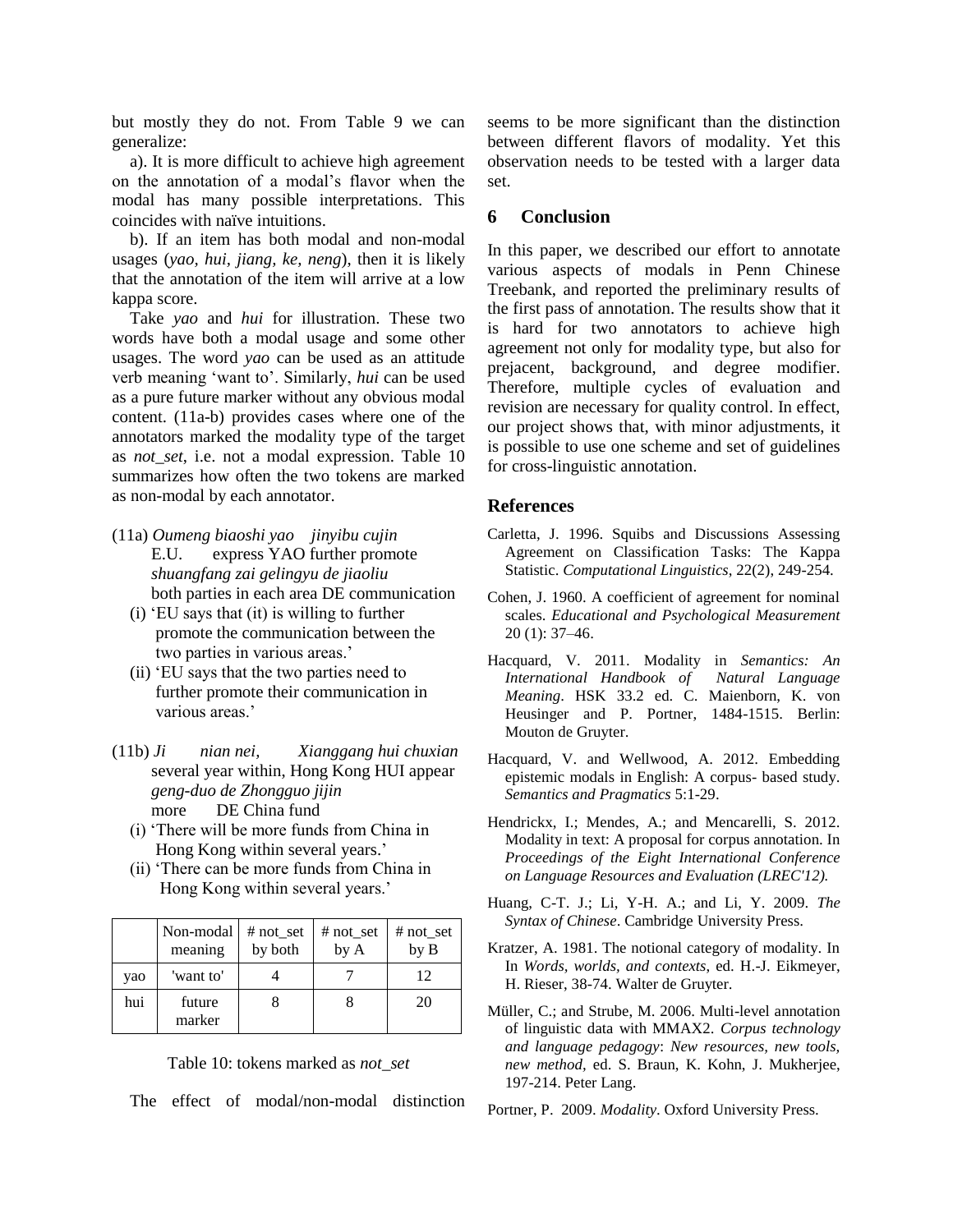but mostly they do not. From Table 9 we can generalize:

a). It is more difficult to achieve high agreement on the annotation of a modal's flavor when the modal has many possible interpretations. This coincides with naïve intuitions.

b). If an item has both modal and non-modal usages (*yao, hui, jiang, ke, neng*), then it is likely that the annotation of the item will arrive at a low kappa score.

Take *yao* and *hui* for illustration. These two words have both a modal usage and some other usages. The word *yao* can be used as an attitude verb meaning 'want to'. Similarly, *hui* can be used as a pure future marker without any obvious modal content. (11a-b) provides cases where one of the annotators marked the modality type of the target as *not_set*, i.e. not a modal expression. Table 10 summarizes how often the two tokens are marked as non-modal by each annotator.

(11a) *Oumeng biaoshi yao jinyibu cujin*
E.U. express YAO further promote
*shuangfang zai gelingyu de jiaoliu*
both parties in each area DE communication
(i) 'EU says that (it) is willing to further promote the communication between the two parties in various areas.'
(ii) 'EU says that the two parties need to further promote their communication in various areas.'

(11b) *Ji nian nei, Xianggang hui chuxian*
several year within, Hong Kong HUI appear
*geng-duo de Zhongguo jijin*
more DE China fund
(i) 'There will be more funds from China in Hong Kong within several years.'
(ii) 'There can be more funds from China in Hong Kong within several years.'

| | Non-modal meaning | # not_set by both | # not_set by A | # not_set by B |
|---|---|---|---|---|
| yao | 'want to' | 4 | 7 | 12 |
| hui | future marker | 8 | 8 | 20 |

Table 10: tokens marked as *not_set*

The effect of modal/non-modal distinction seems to be more significant than the distinction between different flavors of modality. Yet this observation needs to be tested with a larger data set.

## 6 Conclusion

In this paper, we described our effort to annotate various aspects of modals in Penn Chinese Treebank, and reported the preliminary results of the first pass of annotation. The results show that it is hard for two annotators to achieve high agreement not only for modality type, but also for prejacent, background, and degree modifier. Therefore, multiple cycles of evaluation and revision are necessary for quality control. In effect, our project shows that, with minor adjustments, it is possible to use one scheme and set of guidelines for cross-linguistic annotation.

## References

Carletta, J. 1996. Squibs and Discussions Assessing Agreement on Classification Tasks: The Kappa Statistic. *Computational Linguistics*, 22(2), 249-254.

Cohen, J. 1960. A coefficient of agreement for nominal scales. *Educational and Psychological Measurement* 20 (1): 37–46.

Hacquard, V. 2011. Modality in *Semantics: An International Handbook of Natural Language Meaning*. HSK 33.2 ed. C. Maienborn, K. von Heusinger and P. Portner, 1484-1515. Berlin: Mouton de Gruyter.

Hacquard, V. and Wellwood, A. 2012. Embedding epistemic modals in English: A corpus- based study. *Semantics and Pragmatics* 5:1-29.

Hendrickx, I.; Mendes, A.; and Mencarelli, S. 2012. Modality in text: A proposal for corpus annotation. In *Proceedings of the Eight International Conference on Language Resources and Evaluation (LREC'12).*

Huang, C-T. J.; Li, Y-H. A.; and Li, Y. 2009. *The Syntax of Chinese*. Cambridge University Press.

Kratzer, A. 1981. The notional category of modality. In In *Words, worlds, and contexts,* ed. H.-J. Eikmeyer, H. Rieser, 38-74. Walter de Gruyter.

Müller, C.; and Strube, M. 2006. Multi-level annotation of linguistic data with MMAX2. *Corpus technology and language pedagogy*: *New resources, new tools, new method*, ed. S. Braun, K. Kohn, J. Mukherjee, 197-214. Peter Lang.

Portner, P. 2009. *Modality*. Oxford University Press.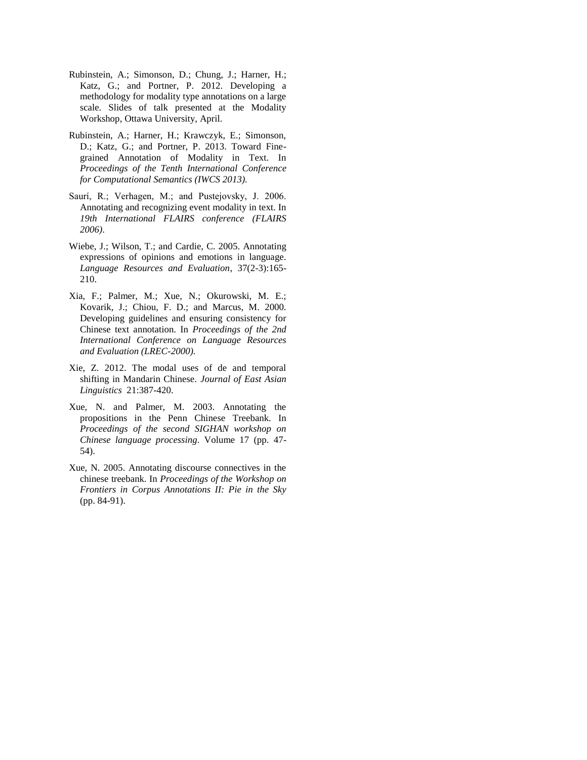Rubinstein, A.; Simonson, D.; Chung, J.; Harner, H.; Katz, G.; and Portner, P. 2012. Developing a methodology for modality type annotations on a large scale. Slides of talk presented at the Modality Workshop, Ottawa University, April.

Rubinstein, A.; Harner, H.; Krawczyk, E.; Simonson, D.; Katz, G.; and Portner, P. 2013. Toward Fine-grained Annotation of Modality in Text. In *Proceedings of the Tenth International Conference for Computational Semantics (IWCS 2013).*

Saurí, R.; Verhagen, M.; and Pustejovsky, J. 2006. Annotating and recognizing event modality in text. In *19th International FLAIRS conference (FLAIRS 2006)*.

Wiebe, J.; Wilson, T.; and Cardie, C. 2005. Annotating expressions of opinions and emotions in language. *Language Resources and Evaluation*, 37(2-3):165-210.

Xia, F.; Palmer, M.; Xue, N.; Okurowski, M. E.; Kovarik, J.; Chiou, F. D.; and Marcus, M. 2000. Developing guidelines and ensuring consistency for Chinese text annotation. In *Proceedings of the 2nd International Conference on Language Resources and Evaluation (LREC-2000).*

Xie, Z. 2012. The modal uses of de and temporal shifting in Mandarin Chinese. *Journal of East Asian Linguistics* 21:387-420.

Xue, N. and Palmer, M. 2003. Annotating the propositions in the Penn Chinese Treebank. In *Proceedings of the second SIGHAN workshop on Chinese language processing*. Volume 17 (pp. 47-54).

Xue, N. 2005. Annotating discourse connectives in the chinese treebank. In *Proceedings of the Workshop on Frontiers in Corpus Annotations II: Pie in the Sky* (pp. 84-91).